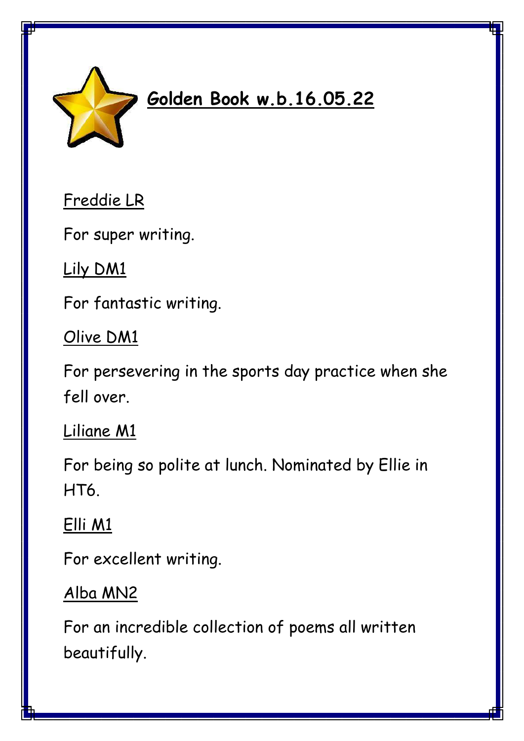# Golden Book w.b.16.05.22

Freddie LR

For super writing.

Lily DM1

For fantastic writing.

Olive DM1

For persevering in the sports day practice when she fell over.

Liliane M1

For being so polite at lunch. Nominated by Ellie in HT6.

Elli M1

For excellent writing.

Alba MN2

For an incredible collection of poems all written beautifully.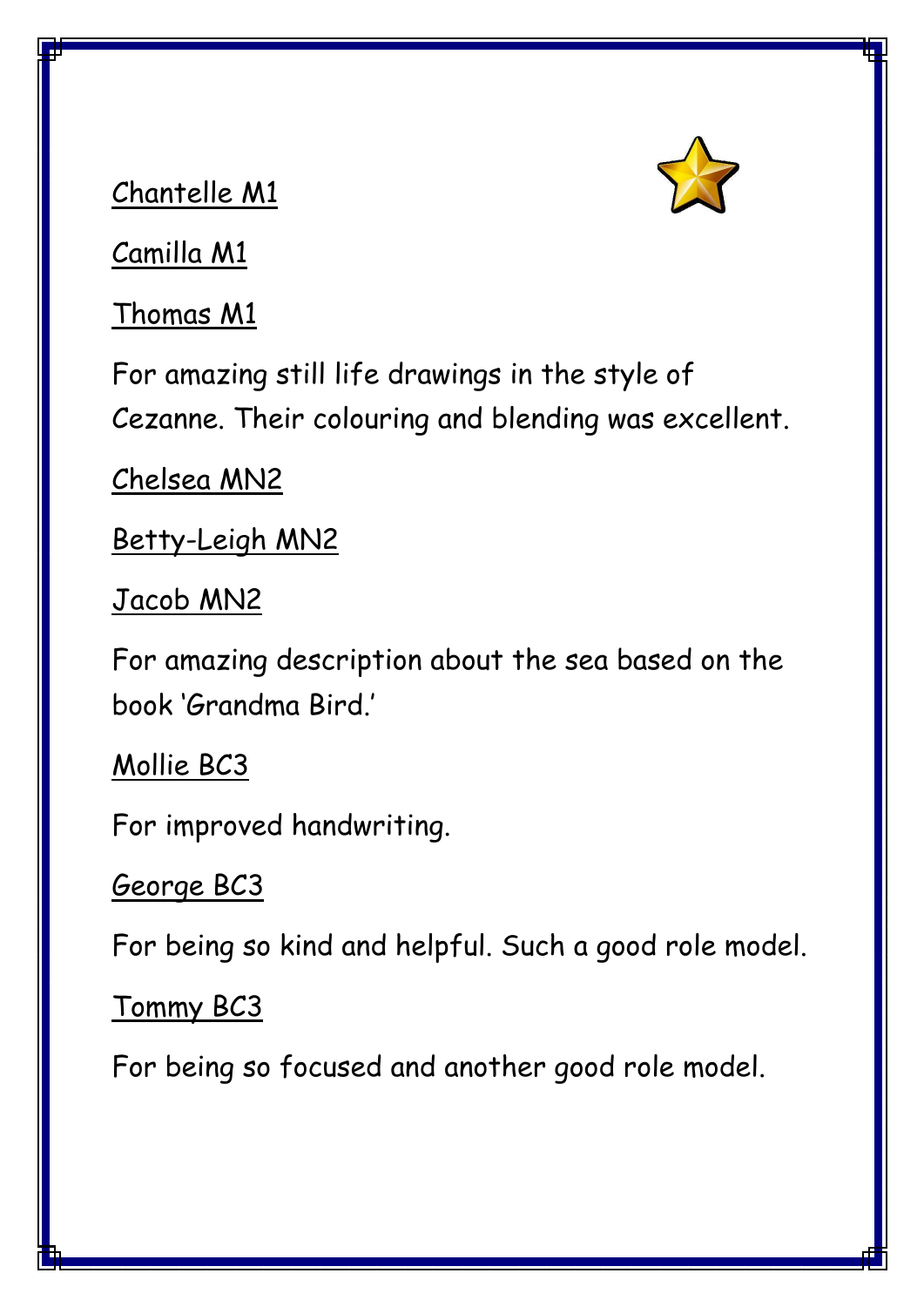<u>Chantelle M1</u>

<u>Camilla M1</u>

<u>Thomas M1</u>

For amazing still life drawings in the style of Cezanne. Their colouring and blending was excellent.

<u>Chelsea MN2</u>

<u>Betty-Leigh MN2</u>

<u>Jacob MN2</u>

For amazing description about the sea based on the book 'Grandma Bird.'

<u>Mollie BC3</u>

For improved handwriting.

<u>George BC3</u>

For being so kind and helpful. Such a good role model.

<u>Tommy BC3</u>

For being so focused and another good role model.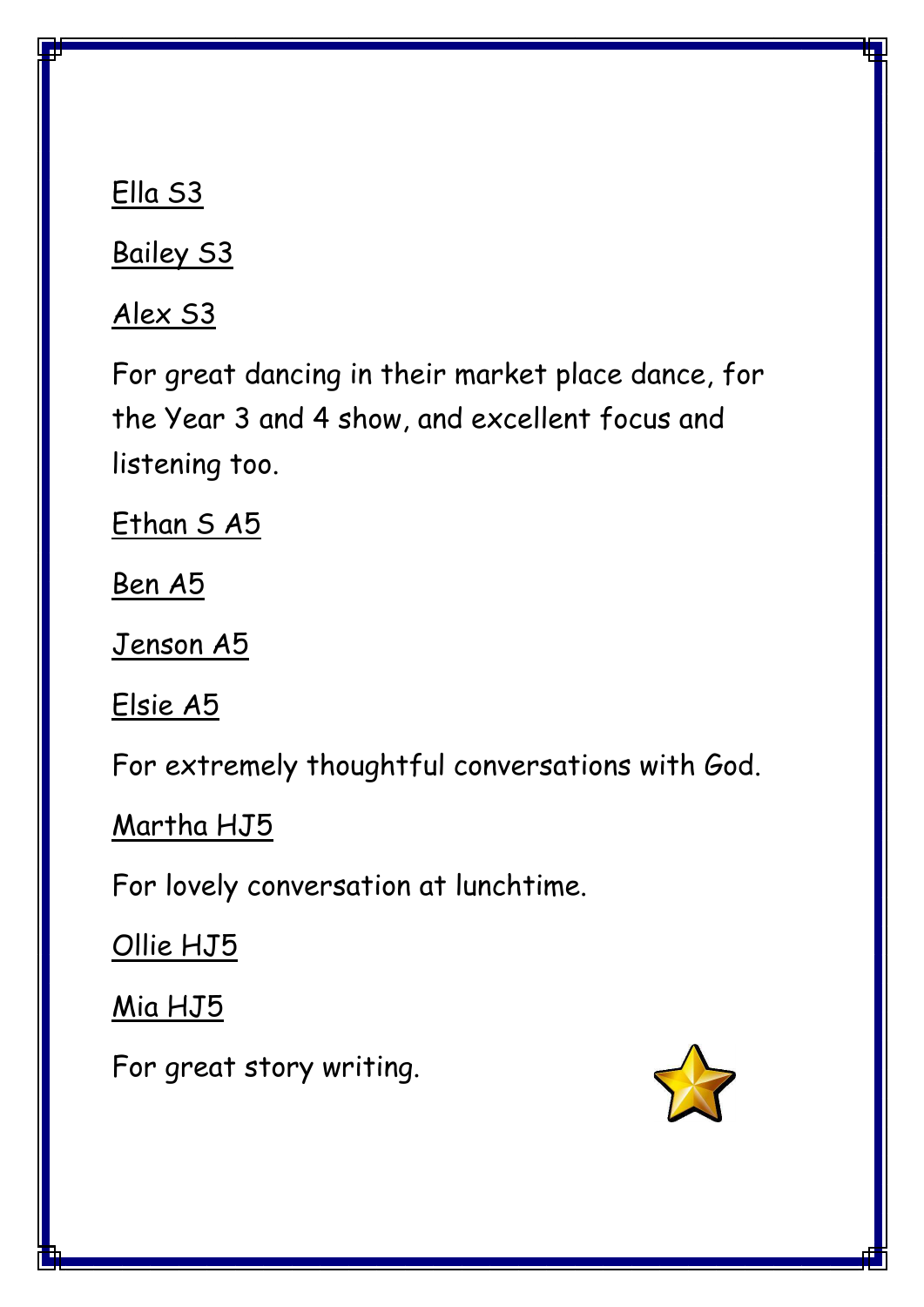<u>Ella S3</u>

<u>Bailey S3</u>

<u>Alex S3</u>

For great dancing in their market place dance, for the Year 3 and 4 show, and excellent focus and listening too.

<u>Ethan S A5</u>

<u>Ben A5</u>

<u>Jenson A5</u>

<u>Elsie A5</u>

For extremely thoughtful conversations with God.

<u>Martha HJ5</u>

For lovely conversation at lunchtime.

<u>Ollie HJ5</u>

<u>Mia HJ5</u>

For great story writing.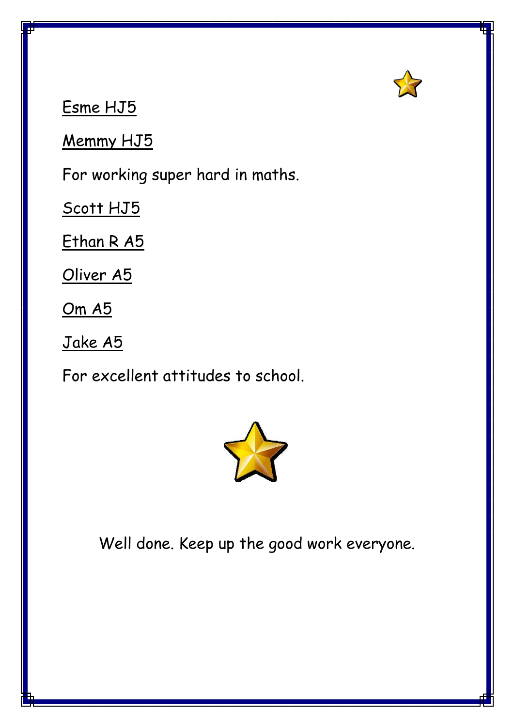<u>Esme HJ5</u>

<u>Memmy HJ5</u>

For working super hard in maths.

<u>Scott HJ5</u>

<u>Ethan R A5</u>

<u>Oliver A5</u>

<u>Om A5</u>

<u>Jake A5</u>

For excellent attitudes to school.

Well done. Keep up the good work everyone.